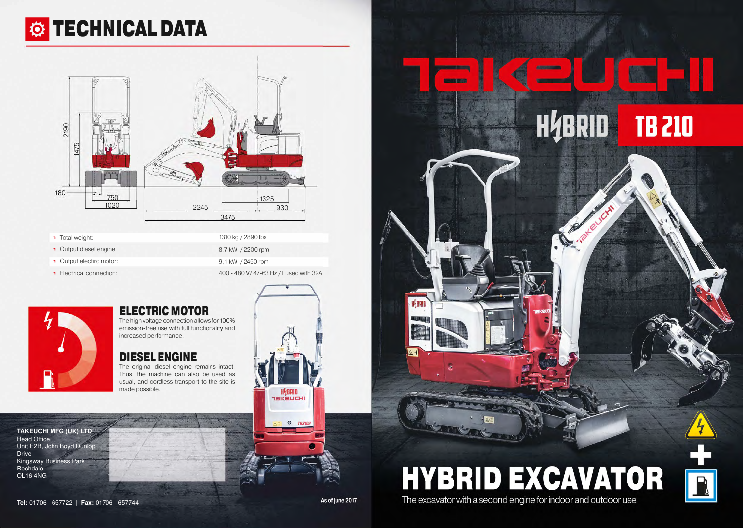# TECHNICAL DATA

| | |
|---|---|
| Total weight: | 1310 kg / 2890 lbs |
| Output diesel engine: | 8,7 kW / 2200 rpm |
| Output electirc motor: | 9,1 kW / 2450 rpm |
| Electrical connection: | 400 - 480 V/ 47-63 Hz / Fused with 32A |

## ELECTRIC MOTOR

The high voltage connection allows for 100% emission-free use with full functionality and increased performance.

## DIESEL ENGINE

The original diesel engine remains intact. Thus, the machine can also be used as usual, and cordless transport to the site is made possible.

**TAKEUCHI MFG (UK) LTD**
Head Office
Unit E2B, John Boyd Dunlop Drive
Kingsway Business Park
Rochdale
OL16 4NG

**Tel:** 01706 - 657722 | **Fax:** 01706 - 657744

As of june 2017

# TAKEUCHI

## HYBRID TB 210

# HYBRID EXCAVATOR

The excavator with a second engine for indoor and outdoor use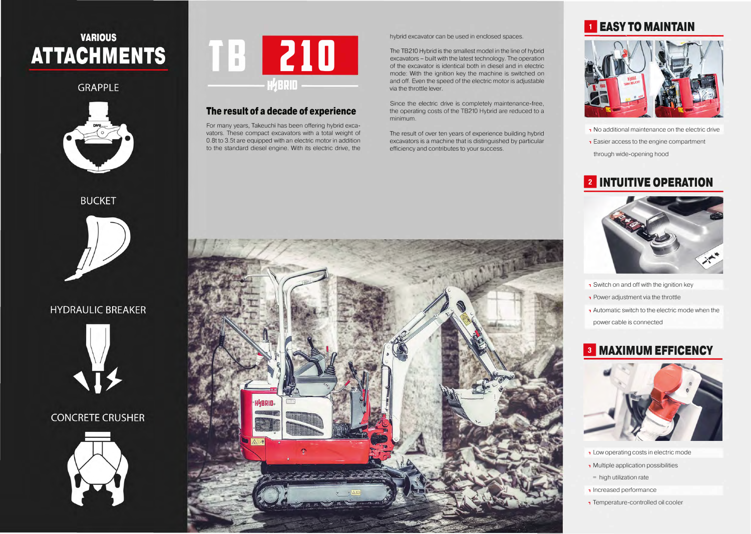## VARIOUS ATTACHMENTS

GRAPPLE

BUCKET

HYDRAULIC BREAKER

CONCRETE CRUSHER

# TB 210

HYBRID

### The result of a decade of experience

For many years, Takeuchi has been offering hybrid excavators. These compact excavators with a total weight of 0.8t to 3.5t are equipped with an electric motor in addition to the standard diesel engine. With its electric drive, the hybrid excavator can be used in enclosed spaces.

The TB210 Hybrid is the smallest model in the line of hybrid excavators – built with the latest technology. The operation of the excavator is identical both in diesel and in electric mode: With the ignition key the machine is switched on and off. Even the speed of the electric motor is adjustable via the throttle lever.

Since the electric drive is completely maintenance-free, the operating costs of the TB210 Hybrid are reduced to a minimum.

The result of over ten years of experience building hybrid excavators is a machine that is distinguished by particular efficiency and contributes to your success.

## 1 EASY TO MAINTAIN

- No additional maintenance on the electric drive
- Easier access to the engine compartment through wide-opening hood

## 2 INTUITIVE OPERATION

- Switch on and off with the ignition key
- Power adjustment via the throttle
- Automatic switch to the electric mode when the power cable is connected

## 3 MAXIMUM EFFICENCY

- Low operating costs in electric mode
- Multiple application possibilities
  = high utilization rate
- Increased performance
- Temperature-controlled oil cooler